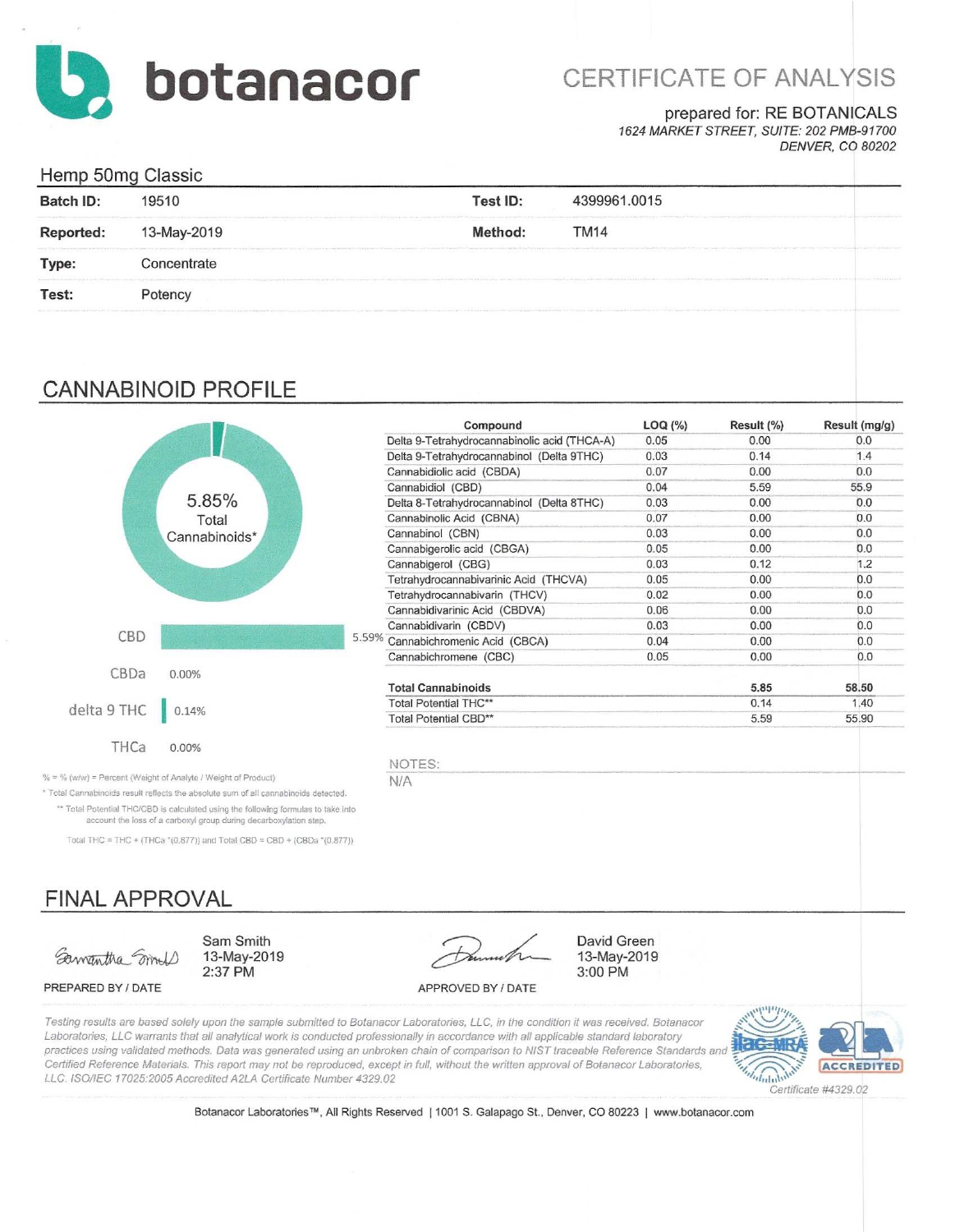# botanacor

## CERTIFICATE OF ANALYSIS

prepared for: RE BOTANICALS
*1624 MARKET STREET, SUITE: 202 PMB-91700*
*DENVER, CO 80202*

### Hemp 50mg Classic

| | | | |
|---|---|---|---|
| **Batch ID:** | 19510 | **Test ID:** | 4399961.0015 |
| **Reported:** | 13-May-2019 | **Method:** | TM14 |
| **Type:** | Concentrate | | |
| **Test:** | Potency | | |

## CANNABINOID PROFILE

5.85% Total Cannabinoids*

| | |
|---|---|
| CBD | 5.59% |
| CBDa | 0.00% |
| delta 9 THC | 0.14% |
| THCa | 0.00% |

| Compound | LOQ (%) | Result (%) | Result (mg/g) |
|---|---|---|---|
| Delta 9-Tetrahydrocannabinolic acid (THCA-A) | 0.05 | 0.00 | 0.0 |
| Delta 9-Tetrahydrocannabinol (Delta 9THC) | 0.03 | 0.14 | 1.4 |
| Cannabidiolic acid (CBDA) | 0.07 | 0.00 | 0.0 |
| Cannabidiol (CBD) | 0.04 | 5.59 | 55.9 |
| Delta 8-Tetrahydrocannabinol (Delta 8THC) | 0.03 | 0.00 | 0.0 |
| Cannabinolic Acid (CBNA) | 0.07 | 0.00 | 0.0 |
| Cannabinol (CBN) | 0.03 | 0.00 | 0.0 |
| Cannabigerolic acid (CBGA) | 0.05 | 0.00 | 0.0 |
| Cannabigerol (CBG) | 0.03 | 0.12 | 1.2 |
| Tetrahydrocannabivarinic Acid (THCVA) | 0.05 | 0.00 | 0.0 |
| Tetrahydrocannabivarin (THCV) | 0.02 | 0.00 | 0.0 |
| Cannabidivarinic Acid (CBDVA) | 0.06 | 0.00 | 0.0 |
| Cannabidivarin (CBDV) | 0.03 | 0.00 | 0.0 |
| Cannabichromenic Acid (CBCA) | 0.04 | 0.00 | 0.0 |
| Cannabichromene (CBC) | 0.05 | 0.00 | 0.0 |
| **Total Cannabinoids** | | **5.85** | **58.50** |
| Total Potential THC** | | 0.14 | 1.40 |
| Total Potential CBD** | | 5.59 | 55.90 |

NOTES:
N/A

% = % (w/w) = Percent (Weight of Analyte / Weight of Product)

* Total Cannabinoids result reflects the absolute sum of all cannabinoids detected.

** Total Potential THC/CBD is calculated using the following formulas to take into account the loss of a carboxyl group during decarboxylation step.

Total THC = THC + (THCa *(0.877)) and Total CBD = CBD + (CBDa *(0.877))

## FINAL APPROVAL

| | |
|---|---|
| Sam Smith<br>13-May-2019<br>2:37 PM | David Green<br>13-May-2019<br>3:00 PM |
| PREPARED BY / DATE | APPROVED BY / DATE |

*Testing results are based solely upon the sample submitted to Botanacor Laboratories, LLC, in the condition it was received. Botanacor Laboratories, LLC warrants that all analytical work is conducted professionally in accordance with all applicable standard laboratory practices using validated methods. Data was generated using an unbroken chain of comparison to NIST traceable Reference Standards and Certified Reference Materials. This report may not be reproduced, except in full, without the written approval of Botanacor Laboratories, LLC. ISO/IEC 17025:2005 Accredited A2LA Certificate Number 4329.02*

ilac-MRA | A2LA ACCREDITED
*Certificate #4329.02*

Botanacor Laboratories™, All Rights Reserved | 1001 S. Galapago St., Denver, CO 80223 | www.botanacor.com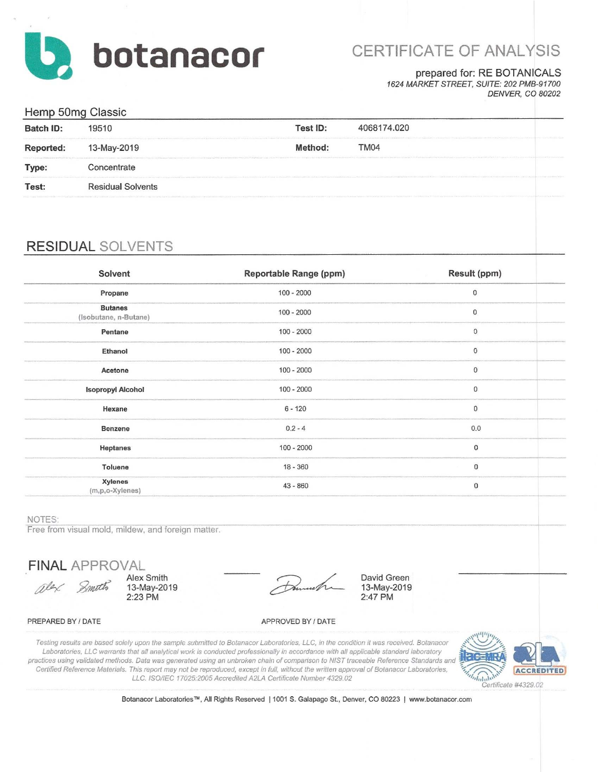# botanacor

## CERTIFICATE OF ANALYSIS

prepared for: RE BOTANICALS
*1624 MARKET STREET, SUITE: 202 PMB-91700*
*DENVER, CO 80202*

### Hemp 50mg Classic

| | | | |
|---|---|---|---|
| **Batch ID:** | 19510 | **Test ID:** | 4068174.020 |
| **Reported:** | 13-May-2019 | **Method:** | TM04 |
| **Type:** | Concentrate | | |
| **Test:** | Residual Solvents | | |

## RESIDUAL SOLVENTS

| Solvent | Reportable Range (ppm) | Result (ppm) |
|---|---|---|
| **Propane** | 100 - 2000 | 0 |
| **Butanes** (Isobutane, n-Butane) | 100 - 2000 | 0 |
| **Pentane** | 100 - 2000 | 0 |
| **Ethanol** | 100 - 2000 | 0 |
| **Acetone** | 100 - 2000 | 0 |
| **Isopropyl Alcohol** | 100 - 2000 | 0 |
| **Hexane** | 6 - 120 | 0 |
| **Benzene** | 0.2 - 4 | 0.0 |
| **Heptanes** | 100 - 2000 | 0 |
| **Toluene** | 18 - 360 | 0 |
| **Xylenes** (m,p,o-Xylenes) | 43 - 860 | 0 |

NOTES:
Free from visual mold, mildew, and foreign matter.

## FINAL APPROVAL

Alex Smith
13-May-2019
2:23 PM

PREPARED BY / DATE

David Green
13-May-2019
2:47 PM

APPROVED BY / DATE

*Testing results are based solely upon the sample submitted to Botanacor Laboratories, LLC, in the condition it was received. Botanacor Laboratories, LLC warrants that all analytical work is conducted professionally in accordance with all applicable standard laboratory practices using validated methods. Data was generated using an unbroken chain of comparison to NIST traceable Reference Standards and Certified Reference Materials. This report may not be reproduced, except in full, without the written approval of Botanacor Laboratories, LLC. ISO/IEC 17025:2005 Accredited A2LA Certificate Number 4329.02*

ilac-MRA | A2LA ACCREDITED | *Certificate #4329.02*

Botanacor Laboratories™, All Rights Reserved | 1001 S. Galapago St., Denver, CO 80223 | www.botanacor.com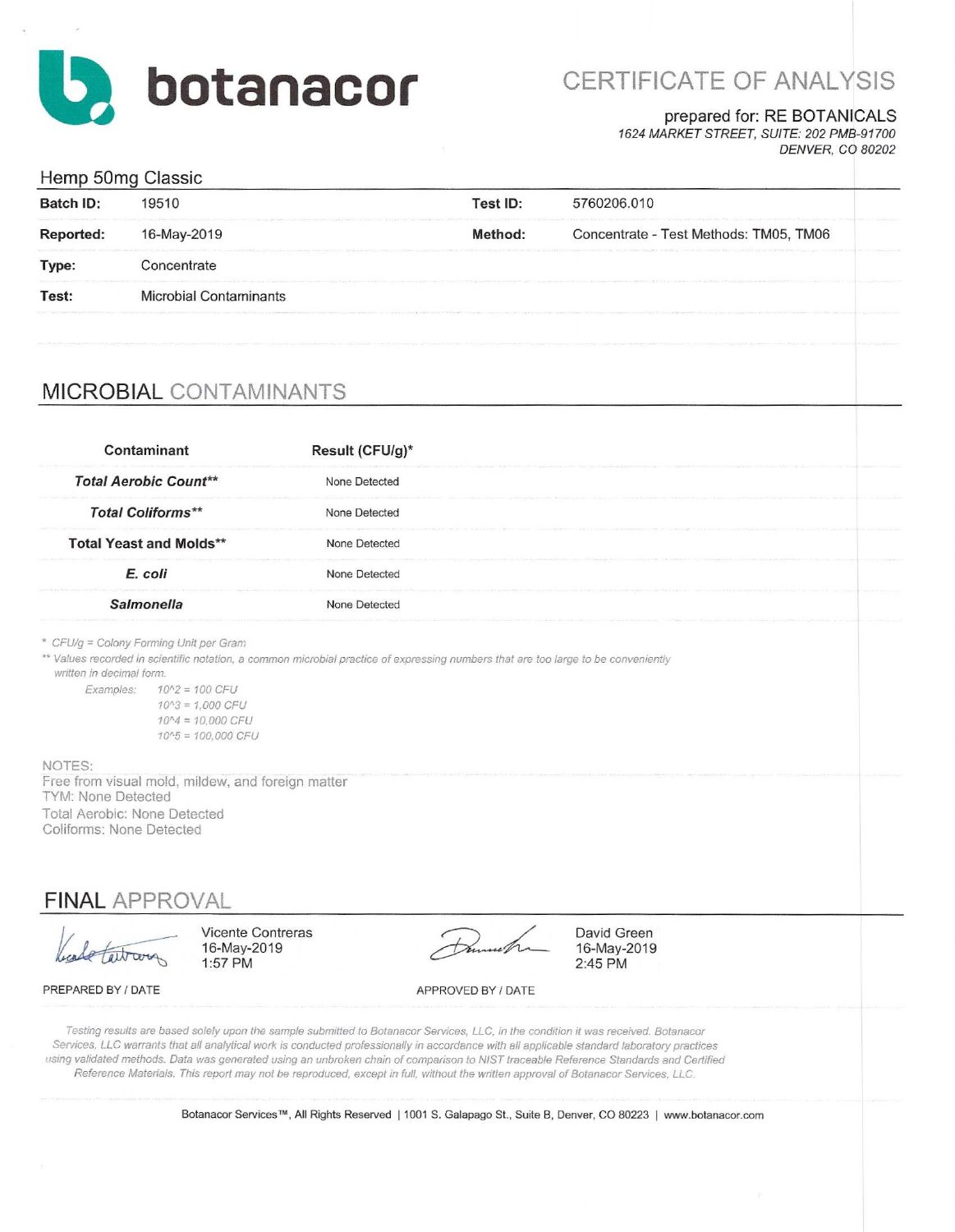# botanacor

## CERTIFICATE OF ANALYSIS

prepared for: RE BOTANICALS
*1624 MARKET STREET, SUITE: 202 PMB-91700*
*DENVER, CO 80202*

### Hemp 50mg Classic

| | | | |
|---|---|---|---|
| **Batch ID:** | 19510 | **Test ID:** | 5760206.010 |
| **Reported:** | 16-May-2019 | **Method:** | Concentrate - Test Methods: TM05, TM06 |
| **Type:** | Concentrate | | |
| **Test:** | Microbial Contaminants | | |

## MICROBIAL CONTAMINANTS

| Contaminant | Result (CFU/g)* |
|---|---|
| ***Total Aerobic Count**** | None Detected |
| ***Total Coliforms**** | None Detected |
| **Total Yeast and Molds**** | None Detected |
| ***E. coli*** | None Detected |
| ***Salmonella*** | None Detected |

*\* CFU/g = Colony Forming Unit per Gram*

*\*\* Values recorded in scientific notation, a common microbial practice of expressing numbers that are too large to be conveniently written in decimal form.*

*Examples:*
*10^2 = 100 CFU*
*10^3 = 1,000 CFU*
*10^4 = 10,000 CFU*
*10^5 = 100,000 CFU*

NOTES:
Free from visual mold, mildew, and foreign matter
TYM: None Detected
Total Aerobic: None Detected
Coliforms: None Detected

## FINAL APPROVAL

| PREPARED BY / DATE | | APPROVED BY / DATE | |
|---|---|---|---|
| [signature] | Vicente Contreras<br>16-May-2019<br>1:57 PM | [signature] | David Green<br>16-May-2019<br>2:45 PM |

*Testing results are based solely upon the sample submitted to Botanacor Services, LLC, in the condition it was received. Botanacor Services, LLC warrants that all analytical work is conducted professionally in accordance with all applicable standard laboratory practices using validated methods. Data was generated using an unbroken chain of comparison to NIST traceable Reference Standards and Certified Reference Materials. This report may not be reproduced, except in full, without the written approval of Botanacor Services, LLC.*

Botanacor Services™, All Rights Reserved | 1001 S. Galapago St., Suite B, Denver, CO 80223 | www.botanacor.com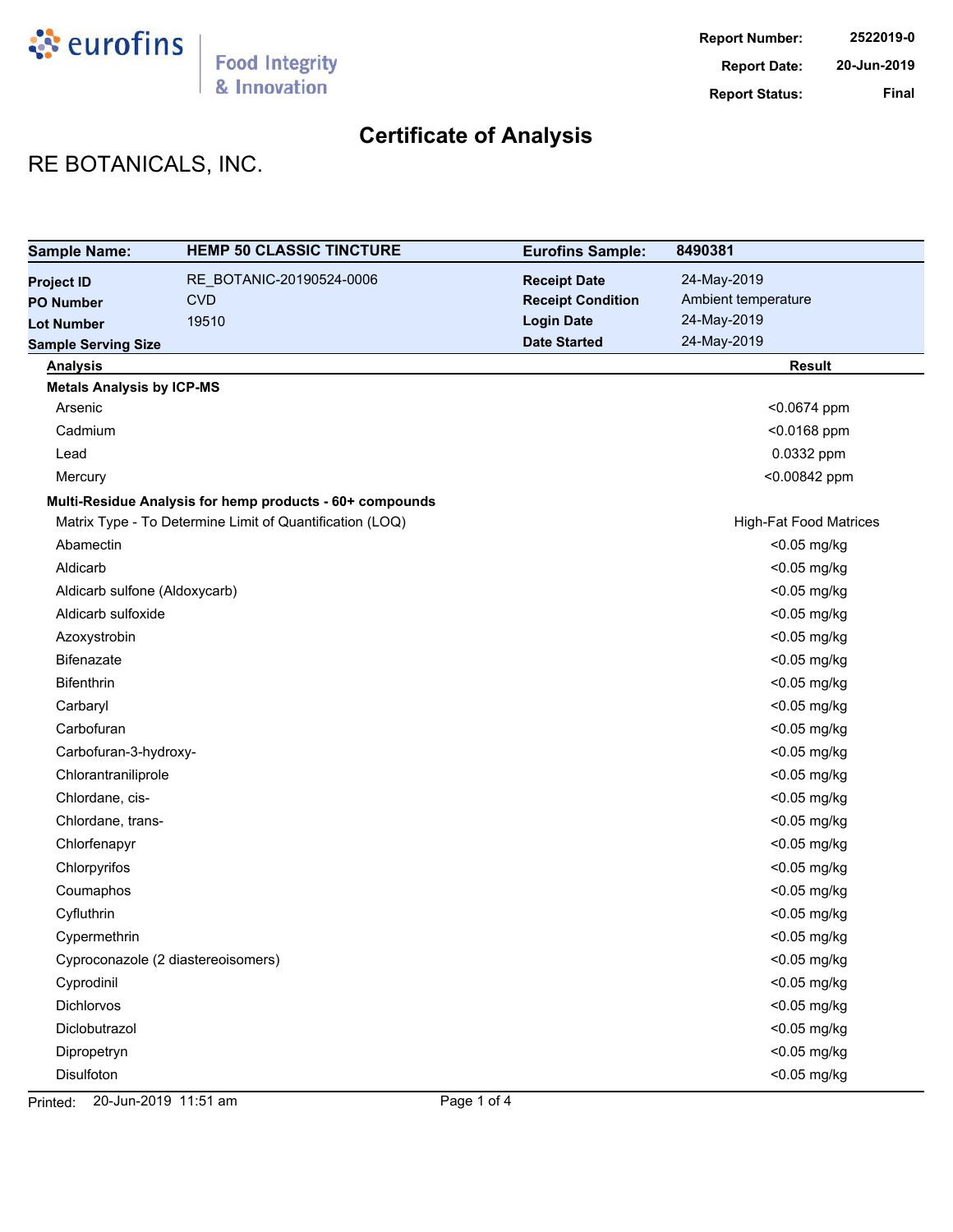**Report Number:** 2522019-0
**Report Date:** 20-Jun-2019
**Report Status:** Final

# Certificate of Analysis

## RE BOTANICALS, INC.

| Sample Name: | HEMP 50 CLASSIC TINCTURE | Eurofins Sample: | 8490381 |
|---|---|---|---|
| Project ID | RE_BOTANIC-20190524-0006 | Receipt Date | 24-May-2019 |
| PO Number | CVD | Receipt Condition | Ambient temperature |
| Lot Number | 19510 | Login Date | 24-May-2019 |
| Sample Serving Size | | Date Started | 24-May-2019 |

| Analysis | Result |
|---|---|
| **Metals Analysis by ICP-MS** | |
| Arsenic | <0.0674 ppm |
| Cadmium | <0.0168 ppm |
| Lead | 0.0332 ppm |
| Mercury | <0.00842 ppm |
| **Multi-Residue Analysis for hemp products - 60+ compounds** | |
| Matrix Type - To Determine Limit of Quantification (LOQ) | High-Fat Food Matrices |
| Abamectin | <0.05 mg/kg |
| Aldicarb | <0.05 mg/kg |
| Aldicarb sulfone (Aldoxycarb) | <0.05 mg/kg |
| Aldicarb sulfoxide | <0.05 mg/kg |
| Azoxystrobin | <0.05 mg/kg |
| Bifenazate | <0.05 mg/kg |
| Bifenthrin | <0.05 mg/kg |
| Carbaryl | <0.05 mg/kg |
| Carbofuran | <0.05 mg/kg |
| Carbofuran-3-hydroxy- | <0.05 mg/kg |
| Chlorantraniliprole | <0.05 mg/kg |
| Chlordane, cis- | <0.05 mg/kg |
| Chlordane, trans- | <0.05 mg/kg |
| Chlorfenapyr | <0.05 mg/kg |
| Chlorpyrifos | <0.05 mg/kg |
| Coumaphos | <0.05 mg/kg |
| Cyfluthrin | <0.05 mg/kg |
| Cypermethrin | <0.05 mg/kg |
| Cyproconazole (2 diastereoisomers) | <0.05 mg/kg |
| Cyprodinil | <0.05 mg/kg |
| Dichlorvos | <0.05 mg/kg |
| Diclobutrazol | <0.05 mg/kg |
| Dipropetryn | <0.05 mg/kg |
| Disulfoton | <0.05 mg/kg |

Printed: 20-Jun-2019 11:51 am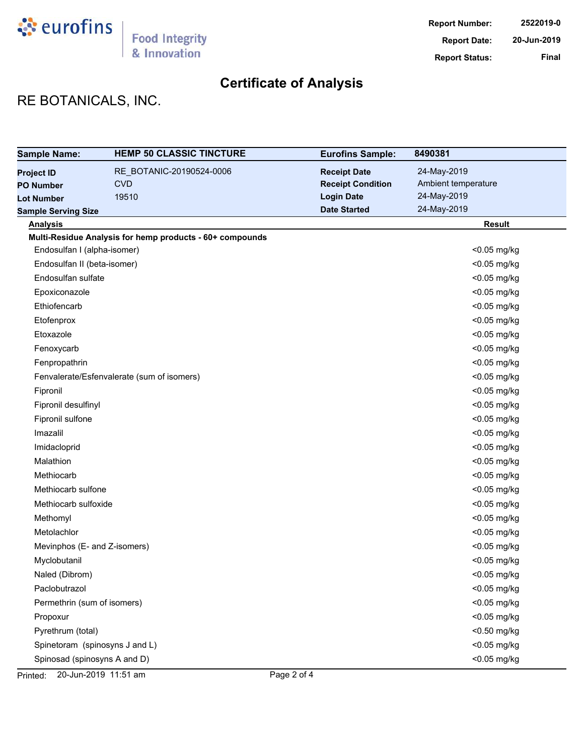# Certificate of Analysis

**Report Number:** 2522019-0
**Report Date:** 20-Jun-2019
**Report Status:** Final

## RE BOTANICALS, INC.

| **Sample Name:** | **HEMP 50 CLASSIC TINCTURE** | **Eurofins Sample:** | **8490381** |
|---|---|---|---|
| **Project ID** | RE_BOTANIC-20190524-0006 | **Receipt Date** | 24-May-2019 |
| **PO Number** | CVD | **Receipt Condition** | Ambient temperature |
| **Lot Number** | 19510 | **Login Date** | 24-May-2019 |
| **Sample Serving Size** | | **Date Started** | 24-May-2019 |

| Analysis | Result |
|---|---|
| **Multi-Residue Analysis for hemp products - 60+ compounds** | |
| Endosulfan I (alpha-isomer) | <0.05 mg/kg |
| Endosulfan II (beta-isomer) | <0.05 mg/kg |
| Endosulfan sulfate | <0.05 mg/kg |
| Epoxiconazole | <0.05 mg/kg |
| Ethiofencarb | <0.05 mg/kg |
| Etofenprox | <0.05 mg/kg |
| Etoxazole | <0.05 mg/kg |
| Fenoxycarb | <0.05 mg/kg |
| Fenpropathrin | <0.05 mg/kg |
| Fenvalerate/Esfenvalerate (sum of isomers) | <0.05 mg/kg |
| Fipronil | <0.05 mg/kg |
| Fipronil desulfinyl | <0.05 mg/kg |
| Fipronil sulfone | <0.05 mg/kg |
| Imazalil | <0.05 mg/kg |
| Imidacloprid | <0.05 mg/kg |
| Malathion | <0.05 mg/kg |
| Methiocarb | <0.05 mg/kg |
| Methiocarb sulfone | <0.05 mg/kg |
| Methiocarb sulfoxide | <0.05 mg/kg |
| Methomyl | <0.05 mg/kg |
| Metolachlor | <0.05 mg/kg |
| Mevinphos (E- and Z-isomers) | <0.05 mg/kg |
| Myclobutanil | <0.05 mg/kg |
| Naled (Dibrom) | <0.05 mg/kg |
| Paclobutrazol | <0.05 mg/kg |
| Permethrin (sum of isomers) | <0.05 mg/kg |
| Propoxur | <0.05 mg/kg |
| Pyrethrum (total) | <0.50 mg/kg |
| Spinetoram (spinosyns J and L) | <0.05 mg/kg |
| Spinosad (spinosyns A and D) | <0.05 mg/kg |

Printed: 20-Jun-2019 11:51 am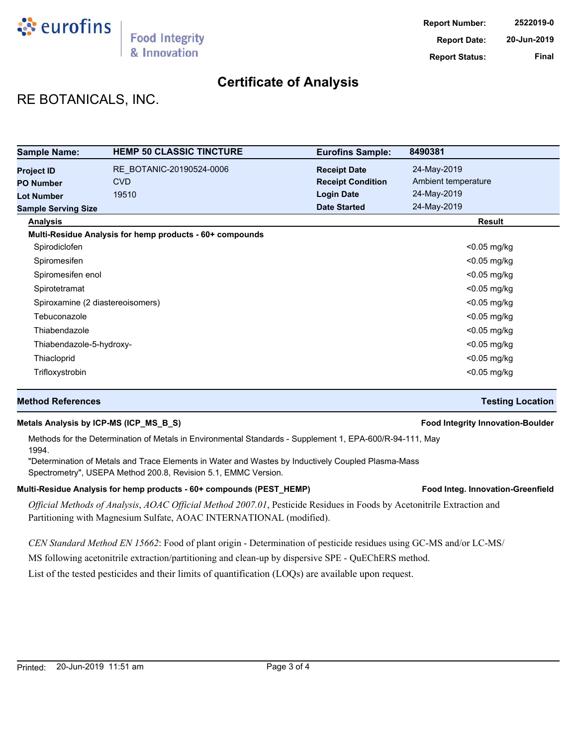**Report Number:** 2522019-0
**Report Date:** 20-Jun-2019
**Report Status:** Final

# Certificate of Analysis

## RE BOTANICALS, INC.

| **Sample Name:** | **HEMP 50 CLASSIC TINCTURE** | **Eurofins Sample:** | **8490381** |
|---|---|---|---|
| **Project ID** | RE_BOTANIC-20190524-0006 | **Receipt Date** | 24-May-2019 |
| **PO Number** | CVD | **Receipt Condition** | Ambient temperature |
| **Lot Number** | 19510 | **Login Date** | 24-May-2019 |
| **Sample Serving Size** | | **Date Started** | 24-May-2019 |

| **Analysis** | **Result** |
|---|---|
| **Multi-Residue Analysis for hemp products - 60+ compounds** | |
| Spirodiclofen | <0.05 mg/kg |
| Spiromesifen | <0.05 mg/kg |
| Spiromesifen enol | <0.05 mg/kg |
| Spirotetramat | <0.05 mg/kg |
| Spiroxamine (2 diastereoisomers) | <0.05 mg/kg |
| Tebuconazole | <0.05 mg/kg |
| Thiabendazole | <0.05 mg/kg |
| Thiabendazole-5-hydroxy- | <0.05 mg/kg |
| Thiacloprid | <0.05 mg/kg |
| Trifloxystrobin | <0.05 mg/kg |

| **Method References** | **Testing Location** |
|---|---|

**Metals Analysis by ICP-MS (ICP_MS_B_S)** — **Food Integrity Innovation-Boulder**

Methods for the Determination of Metals in Environmental Standards - Supplement 1, EPA-600/R-94-111, May 1994.

"Determination of Metals and Trace Elements in Water and Wastes by Inductively Coupled Plasma-Mass Spectrometry", USEPA Method 200.8, Revision 5.1, EMMC Version.

**Multi-Residue Analysis for hemp products - 60+ compounds (PEST_HEMP)** — **Food Integ. Innovation-Greenfield**

*Official Methods of Analysis*, *AOAC Official Method 2007.01*, Pesticide Residues in Foods by Acetonitrile Extraction and Partitioning with Magnesium Sulfate, AOAC INTERNATIONAL (modified).

*CEN Standard Method EN 15662*: Food of plant origin - Determination of pesticide residues using GC-MS and/or LC-MS/MS following acetonitrile extraction/partitioning and clean-up by dispersive SPE - QuEChERS method.

List of the tested pesticides and their limits of quantification (LOQs) are available upon request.

Printed: 20-Jun-2019 11:51 am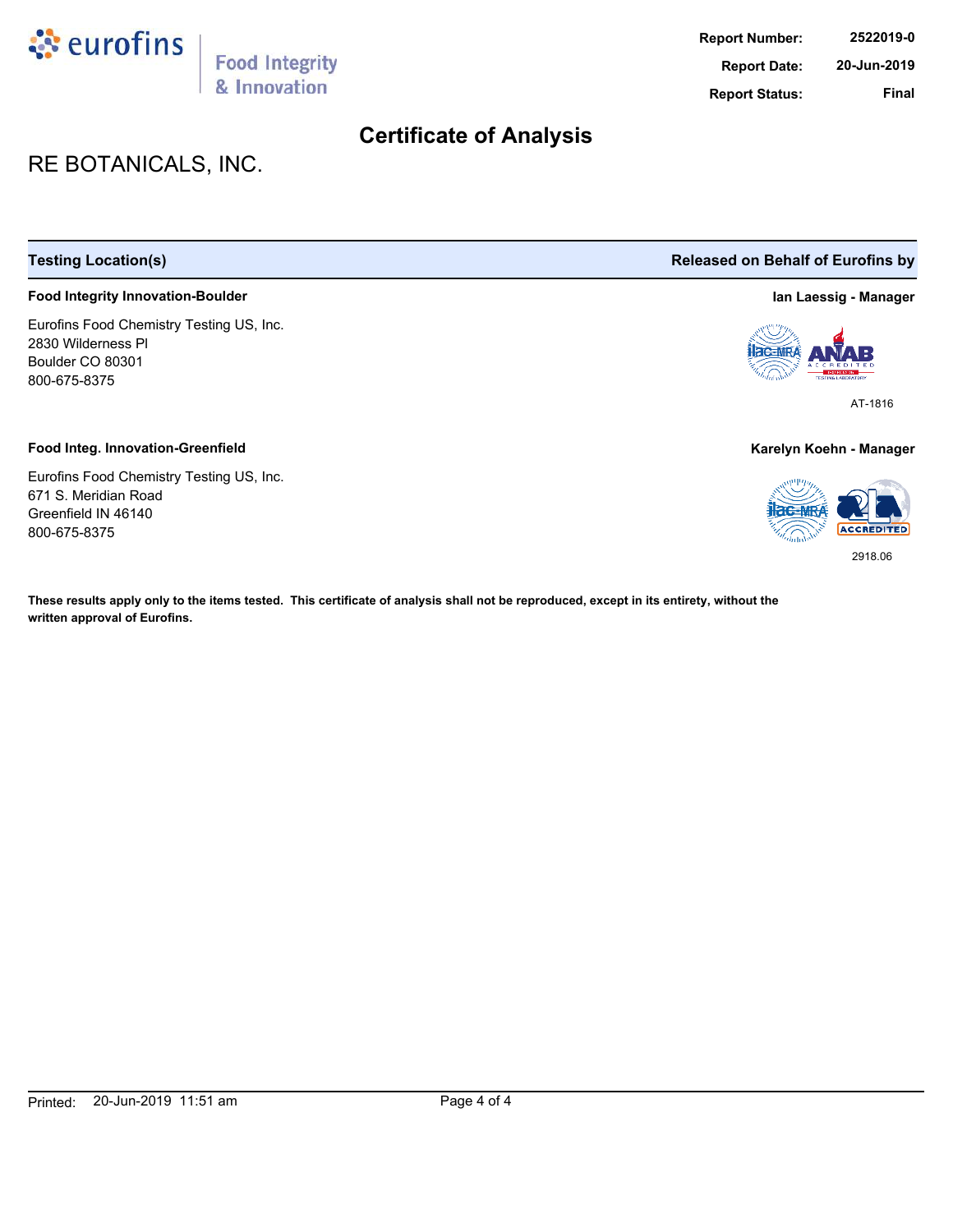Report Number: 2522019-0
Report Date: 20-Jun-2019
Report Status: Final

# Certificate of Analysis

## RE BOTANICALS, INC.

| Testing Location(s) | Released on Behalf of Eurofins by |
|---|---|
| **Food Integrity Innovation-Boulder** | **Ian Laessig - Manager** |
| Eurofins Food Chemistry Testing US, Inc.<br>2830 Wilderness Pl<br>Boulder CO 80301<br>800-675-8375 | AT-1816 |
| **Food Integ. Innovation-Greenfield** | **Karelyn Koehn - Manager** |
| Eurofins Food Chemistry Testing US, Inc.<br>671 S. Meridian Road<br>Greenfield IN 46140<br>800-675-8375 | 2918.06 |

**These results apply only to the items tested. This certificate of analysis shall not be reproduced, except in its entirety, without the written approval of Eurofins.**

Printed: 20-Jun-2019 11:51 am